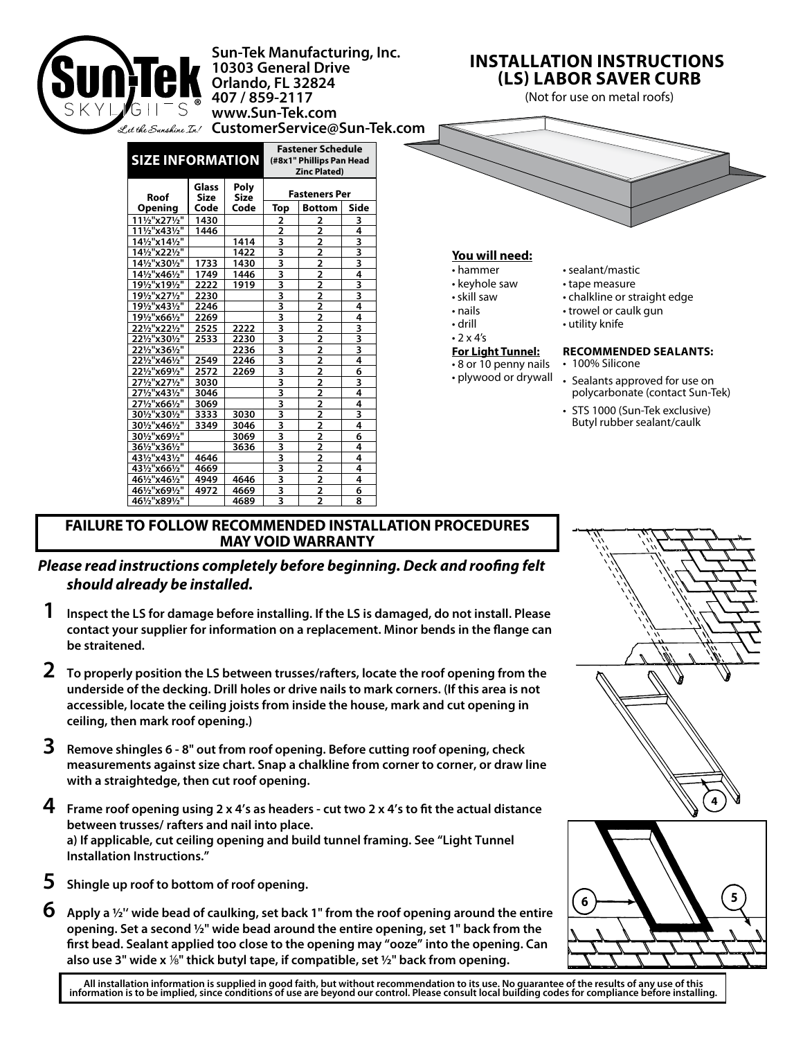Sun-Tek Manufacturing, Inc.
10303 General Drive
Orlando, FL 32824
407 / 859-2117
www.Sun-Tek.com
CustomerService@Sun-Tek.com

# INSTALLATION INSTRUCTIONS (LS) LABOR SAVER CURB

(Not for use on metal roofs)

| SIZE INFORMATION | | | Fastener Schedule (#8x1" Phillips Pan Head Zinc Plated) | | |
|---|---|---|---|---|---|
| Roof Opening | Glass Size Code | Poly Size Code | Fasteners Per | | |
| | | | Top | Bottom | Side |
| 11½"x27½" | 1430 | | 2 | 2 | 3 |
| 11½"x43½" | 1446 | | 2 | 2 | 4 |
| 14½"x14½" | | 1414 | 3 | 2 | 3 |
| 14½"x22½" | | 1422 | 3 | 2 | 3 |
| 14½"x30½" | 1733 | 1430 | 3 | 2 | 3 |
| 14½"x46½" | 1749 | 1446 | 3 | 2 | 4 |
| 19½"x19½" | 2222 | 1919 | 3 | 2 | 3 |
| 19½"x27½" | 2230 | | 3 | 2 | 3 |
| 19½"x43½" | 2246 | | 3 | 2 | 4 |
| 19½"x66½" | 2269 | | 3 | 2 | 4 |
| 22½"x22½" | 2525 | 2222 | 3 | 2 | 3 |
| 22½"x30½" | 2533 | 2230 | 3 | 2 | 3 |
| 22½"x36½" | | 2236 | 3 | 2 | 3 |
| 22½"x46½" | 2549 | 2246 | 3 | 2 | 4 |
| 22½"x69½" | 2572 | 2269 | 3 | 2 | 6 |
| 27½"x27½" | 3030 | | 3 | 2 | 3 |
| 27½"x43½" | 3046 | | 3 | 2 | 4 |
| 27½"x66½" | 3069 | | 3 | 2 | 4 |
| 30½"x30½" | 3333 | 3030 | 3 | 2 | 3 |
| 30½"x46½" | 3349 | 3046 | 3 | 2 | 4 |
| 30½"x69½" | | 3069 | 3 | 2 | 6 |
| 36½"x36½" | | 3636 | 3 | 2 | 4 |
| 43½"x43½" | 4646 | | 3 | 2 | 4 |
| 43½"x66½" | 4669 | | 3 | 2 | 4 |
| 46½"x46½" | 4949 | 4646 | 3 | 2 | 4 |
| 46½"x69½" | 4972 | 4669 | 3 | 2 | 6 |
| 46½"x89½" | | 4689 | 3 | 2 | 8 |

**You will need:**

- hammer
- keyhole saw
- skill saw
- nails
- drill
- 2 x 4's
- sealant/mastic
- tape measure
- chalkline or straight edge
- trowel or caulk gun
- utility knife

**For Light Tunnel:**

- 8 or 10 penny nails
- plywood or drywall

**RECOMMENDED SEALANTS:**

- 100% Silicone
- Sealants approved for use on polycarbonate (contact Sun-Tek)
- STS 1000 (Sun-Tek exclusive) Butyl rubber sealant/caulk

**FAILURE TO FOLLOW RECOMMENDED INSTALLATION PROCEDURES MAY VOID WARRANTY**

***Please read instructions completely before beginning. Deck and roofing felt should already be installed.***

**1** **Inspect the LS for damage before installing. If the LS is damaged, do not install. Please contact your supplier for information on a replacement. Minor bends in the flange can be straitened.**

**2** **To properly position the LS between trusses/rafters, locate the roof opening from the underside of the decking. Drill holes or drive nails to mark corners. (If this area is not accessible, locate the ceiling joists from inside the house, mark and cut opening in ceiling, then mark roof opening.)**

**3** **Remove shingles 6 - 8" out from roof opening. Before cutting roof opening, check measurements against size chart. Snap a chalkline from corner to corner, or draw line with a straightedge, then cut roof opening.**

**4** **Frame roof opening using 2 x 4's as headers - cut two 2 x 4's to fit the actual distance between trusses/ rafters and nail into place.**
**a) If applicable, cut ceiling opening and build tunnel framing. See "Light Tunnel Installation Instructions."**

**5** **Shingle up roof to bottom of roof opening.**

**6** **Apply a ½'' wide bead of caulking, set back 1" from the roof opening around the entire opening. Set a second ½" wide bead around the entire opening, set 1" back from the first bead. Sealant applied too close to the opening may "ooze" into the opening. Can also use 3" wide x ⅛" thick butyl tape, if compatible, set ½" back from opening.**

**All installation information is supplied in good faith, but without recommendation to its use. No guarantee of the results of any use of this information is to be implied, since conditions of use are beyond our control. Please consult local building codes for compliance before installing.**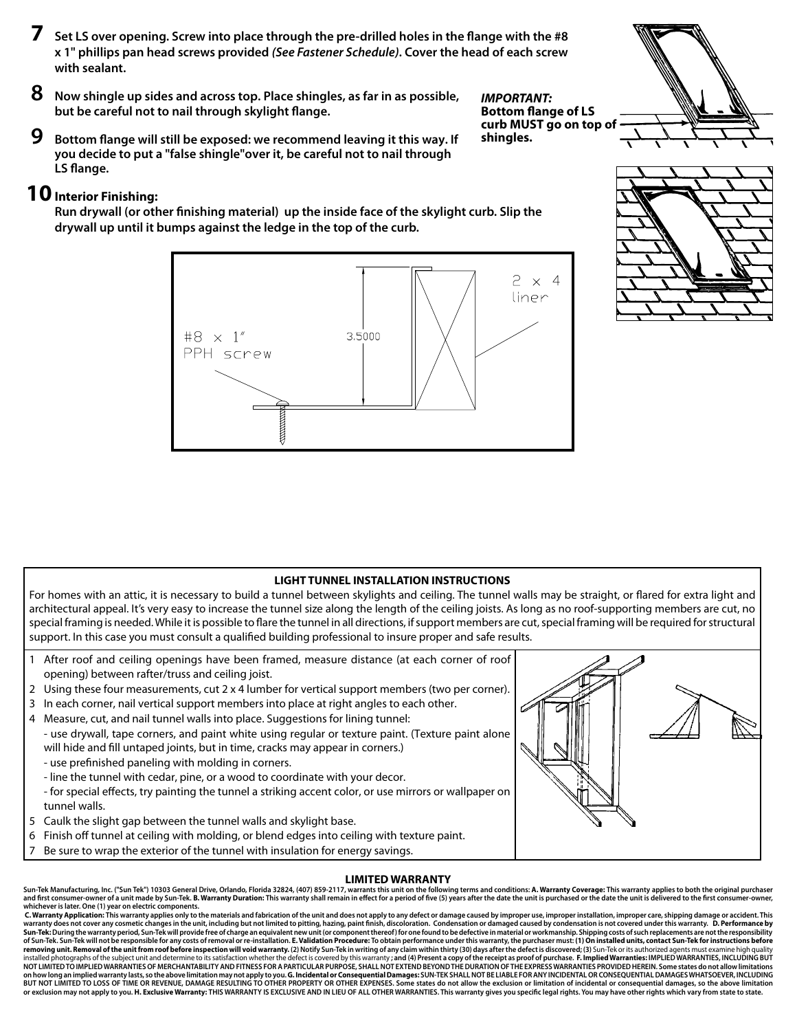**7** Set LS over opening. Screw into place through the pre-drilled holes in the flange with the #8 x 1" phillips pan head screws provided *(See Fastener Schedule)*. Cover the head of each screw with sealant.

**8** Now shingle up sides and across top. Place shingles, as far in as possible, but be careful not to nail through skylight flange.

**9** Bottom flange will still be exposed: we recommend leaving it this way. If you decide to put a "false shingle"over it, be careful not to nail through LS flange.

***IMPORTANT:*** **Bottom flange of LS curb MUST go on top of shingles.**

**10 Interior Finishing:**

**Run drywall (or other finishing material) up the inside face of the skylight curb. Slip the drywall up until it bumps against the ledge in the top of the curb.**

#8 x 1"
PPH screw

3.5000

2 x 4
liner

## LIGHT TUNNEL INSTALLATION INSTRUCTIONS

For homes with an attic, it is necessary to build a tunnel between skylights and ceiling. The tunnel walls may be straight, or flared for extra light and architectural appeal. It's very easy to increase the tunnel size along the length of the ceiling joists. As long as no roof-supporting members are cut, no special framing is needed. While it is possible to flare the tunnel in all directions, if support members are cut, special framing will be required for structural support. In this case you must consult a qualified building professional to insure proper and safe results.

1. After roof and ceiling openings have been framed, measure distance (at each corner of roof opening) between rafter/truss and ceiling joist.
2. Using these four measurements, cut 2 x 4 lumber for vertical support members (two per corner).
3. In each corner, nail vertical support members into place at right angles to each other.
4. Measure, cut, and nail tunnel walls into place. Suggestions for lining tunnel:
   - use drywall, tape corners, and paint white using regular or texture paint. (Texture paint alone will hide and fill untaped joints, but in time, cracks may appear in corners.)
   - use prefinished paneling with molding in corners.
   - line the tunnel with cedar, pine, or a wood to coordinate with your decor.
   - for special effects, try painting the tunnel a striking accent color, or use mirrors or wallpaper on tunnel walls.
5. Caulk the slight gap between the tunnel walls and skylight base.
6. Finish off tunnel at ceiling with molding, or blend edges into ceiling with texture paint.
7. Be sure to wrap the exterior of the tunnel with insulation for energy savings.

## LIMITED WARRANTY

**Sun-Tek Manufacturing, Inc. ("Sun Tek") 10303 General Drive, Orlando, Florida 32824, (407) 859-2117, warrants this unit on the following terms and conditions: A. Warranty Coverage: This warranty applies to both the original purchaser and first consumer-owner of a unit made by Sun-Tek. B. Warranty Duration: This warranty shall remain in effect for a period of five (5) years after the date the unit is purchased or the date the unit is delivered to the first consumer-owner, whichever is later. One (1) year on electric components.**

**C. Warranty Application: This warranty applies only to the materials and fabrication of the unit and does not apply to any defect or damage caused by improper use, improper installation, improper care, shipping damage or accident. This warranty does not cover any cosmetic changes in the unit, including but not limited to pitting, hazing, paint finish, discoloration. Condensation or damaged caused by condensation is not covered under this warranty. D. Performance by Sun-Tek: During the warranty period, Sun-Tek will provide free of charge an equivalent new unit (or component thereof) for one found to be defective in material or workmanship. Shipping costs of such replacements are not the responsibility of Sun-Tek. Sun-Tek will not be responsible for any costs of removal or re-installation. E. Validation Procedure: To obtain performance under this warranty, the purchaser must: (1) On installed units, contact Sun-Tek for instructions before removing unit. Removal of the unit from roof before inspection will void warranty. (2) Notify Sun-Tek in writing of any claim within thirty (30) days after the defect is discovered; (3)** Sun-Tek or its authorized agents must examine high quality installed photographs of the subject unit and determine to its satisfaction whether the defect is covered by this warranty **; and (4) Present a copy of the receipt as proof of purchase. F. Implied Warranties: IMPLIED WARRANTIES, INCLUDING BUT NOT LIMITED TO IMPLIED WARRANTIES OF MERCHANTABILITY AND FITNESS FOR A PARTICULAR PURPOSE, SHALL NOT EXTEND BEYOND THE DURATION OF THE EXPRESS WARRANTIES PROVIDED HEREIN. Some states do not allow limitations on how long an implied warranty lasts, so the above limitation may not apply to you. G. Incidental or Consequential Damages: SUN-TEK SHALL NOT BE LIABLE FOR ANY INCIDENTAL OR CONSEQUENTIAL DAMAGES WHATSOEVER, INCLUDING BUT NOT LIMITED TO LOSS OF TIME OR REVENUE, DAMAGE RESULTING TO OTHER PROPERTY OR OTHER EXPENSES. Some states do not allow the exclusion or limitation of incidental or consequential damages, so the above limitation or exclusion may not apply to you. H. Exclusive Warranty: THIS WARRANTY IS EXCLUSIVE AND IN LIEU OF ALL OTHER WARRANTIES. This warranty gives you specific legal rights. You may have other rights which vary from state to state.**